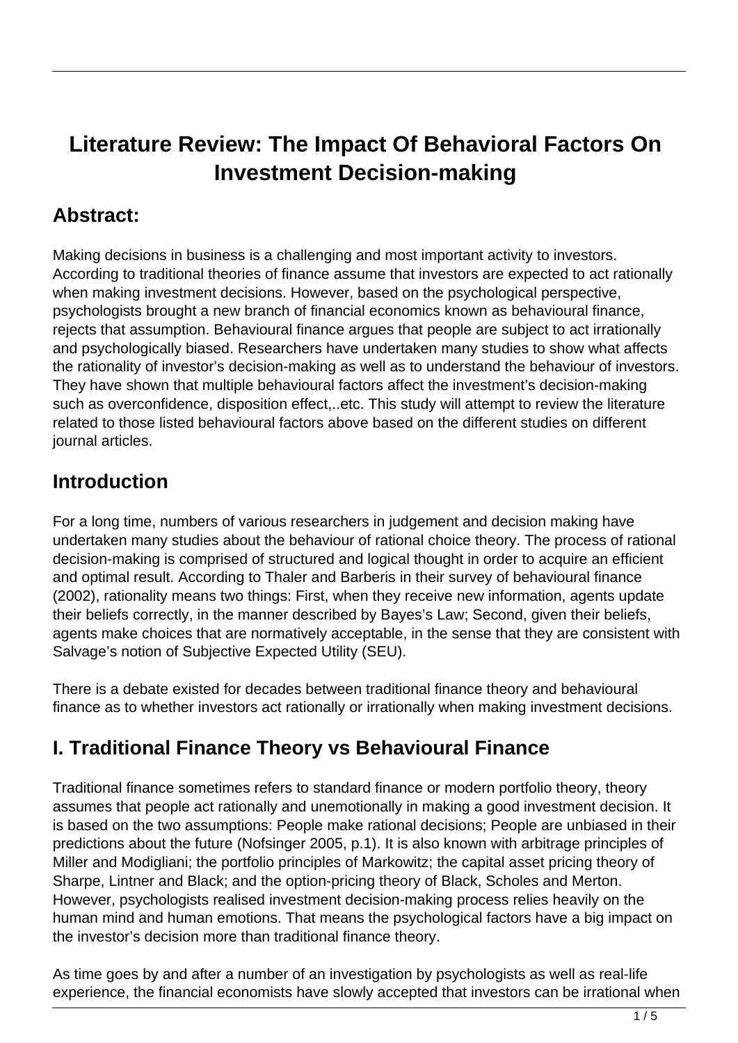# Literature Review: The Impact Of Behavioral Factors On Investment Decision-making

## Abstract:

Making decisions in business is a challenging and most important activity to investors. According to traditional theories of finance assume that investors are expected to act rationally when making investment decisions. However, based on the psychological perspective, psychologists brought a new branch of financial economics known as behavioural finance, rejects that assumption. Behavioural finance argues that people are subject to act irrationally and psychologically biased. Researchers have undertaken many studies to show what affects the rationality of investor's decision-making as well as to understand the behaviour of investors. They have shown that multiple behavioural factors affect the investment's decision-making such as overconfidence, disposition effect,..etc. This study will attempt to review the literature related to those listed behavioural factors above based on the different studies on different journal articles.

## Introduction

For a long time, numbers of various researchers in judgement and decision making have undertaken many studies about the behaviour of rational choice theory. The process of rational decision-making is comprised of structured and logical thought in order to acquire an efficient and optimal result. According to Thaler and Barberis in their survey of behavioural finance (2002), rationality means two things: First, when they receive new information, agents update their beliefs correctly, in the manner described by Bayes's Law; Second, given their beliefs, agents make choices that are normatively acceptable, in the sense that they are consistent with Salvage's notion of Subjective Expected Utility (SEU).

There is a debate existed for decades between traditional finance theory and behavioural finance as to whether investors act rationally or irrationally when making investment decisions.

## I. Traditional Finance Theory vs Behavioural Finance

Traditional finance sometimes refers to standard finance or modern portfolio theory, theory assumes that people act rationally and unemotionally in making a good investment decision. It is based on the two assumptions: People make rational decisions; People are unbiased in their predictions about the future (Nofsinger 2005, p.1). It is also known with arbitrage principles of Miller and Modigliani; the portfolio principles of Markowitz; the capital asset pricing theory of Sharpe, Lintner and Black; and the option-pricing theory of Black, Scholes and Merton. However, psychologists realised investment decision-making process relies heavily on the human mind and human emotions. That means the psychological factors have a big impact on the investor's decision more than traditional finance theory.

As time goes by and after a number of an investigation by psychologists as well as real-life experience, the financial economists have slowly accepted that investors can be irrational when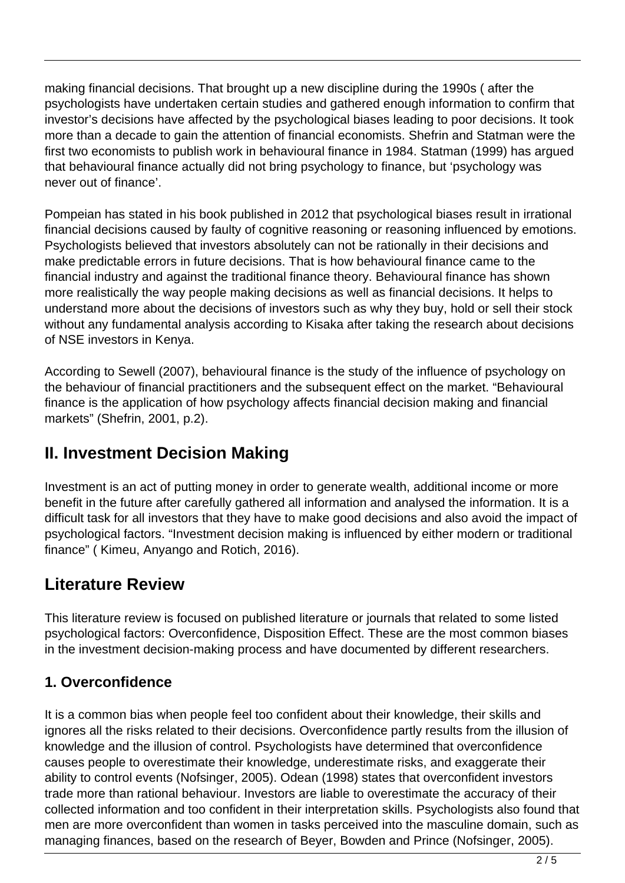making financial decisions. That brought up a new discipline during the 1990s ( after the psychologists have undertaken certain studies and gathered enough information to confirm that investor's decisions have affected by the psychological biases leading to poor decisions. It took more than a decade to gain the attention of financial economists. Shefrin and Statman were the first two economists to publish work in behavioural finance in 1984. Statman (1999) has argued that behavioural finance actually did not bring psychology to finance, but 'psychology was never out of finance'.

Pompeian has stated in his book published in 2012 that psychological biases result in irrational financial decisions caused by faulty of cognitive reasoning or reasoning influenced by emotions. Psychologists believed that investors absolutely can not be rationally in their decisions and make predictable errors in future decisions. That is how behavioural finance came to the financial industry and against the traditional finance theory. Behavioural finance has shown more realistically the way people making decisions as well as financial decisions. It helps to understand more about the decisions of investors such as why they buy, hold or sell their stock without any fundamental analysis according to Kisaka after taking the research about decisions of NSE investors in Kenya.

According to Sewell (2007), behavioural finance is the study of the influence of psychology on the behaviour of financial practitioners and the subsequent effect on the market. "Behavioural finance is the application of how psychology affects financial decision making and financial markets" (Shefrin, 2001, p.2).

## II. Investment Decision Making

Investment is an act of putting money in order to generate wealth, additional income or more benefit in the future after carefully gathered all information and analysed the information. It is a difficult task for all investors that they have to make good decisions and also avoid the impact of psychological factors. "Investment decision making is influenced by either modern or traditional finance" ( Kimeu, Anyango and Rotich, 2016).

## Literature Review

This literature review is focused on published literature or journals that related to some listed psychological factors: Overconfidence, Disposition Effect. These are the most common biases in the investment decision-making process and have documented by different researchers.

### 1. Overconfidence

It is a common bias when people feel too confident about their knowledge, their skills and ignores all the risks related to their decisions. Overconfidence partly results from the illusion of knowledge and the illusion of control. Psychologists have determined that overconfidence causes people to overestimate their knowledge, underestimate risks, and exaggerate their ability to control events (Nofsinger, 2005). Odean (1998) states that overconfident investors trade more than rational behaviour. Investors are liable to overestimate the accuracy of their collected information and too confident in their interpretation skills. Psychologists also found that men are more overconfident than women in tasks perceived into the masculine domain, such as managing finances, based on the research of Beyer, Bowden and Prince (Nofsinger, 2005).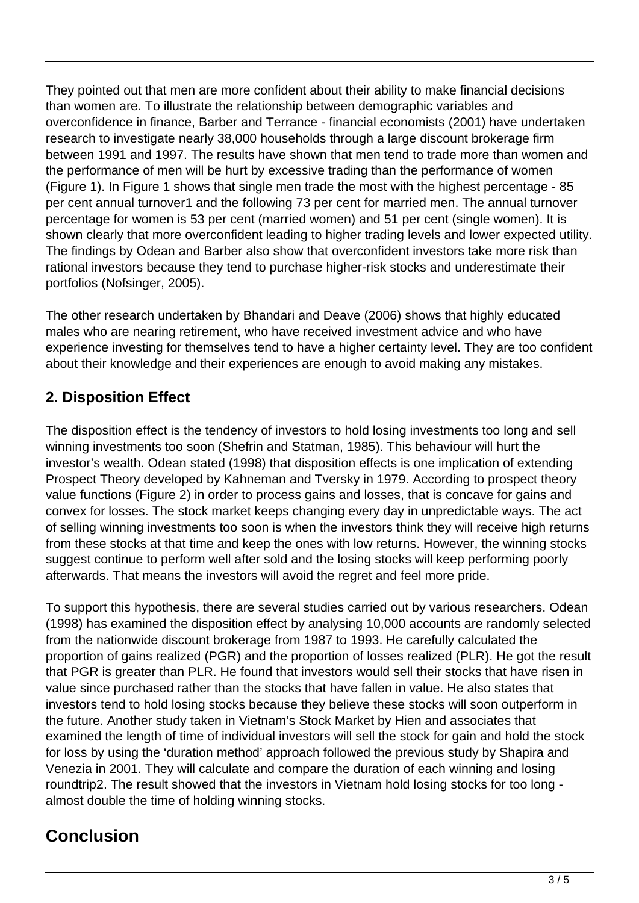They pointed out that men are more confident about their ability to make financial decisions than women are. To illustrate the relationship between demographic variables and overconfidence in finance, Barber and Terrance - financial economists (2001) have undertaken research to investigate nearly 38,000 households through a large discount brokerage firm between 1991 and 1997. The results have shown that men tend to trade more than women and the performance of men will be hurt by excessive trading than the performance of women (Figure 1). In Figure 1 shows that single men trade the most with the highest percentage - 85 per cent annual turnover1 and the following 73 per cent for married men. The annual turnover percentage for women is 53 per cent (married women) and 51 per cent (single women). It is shown clearly that more overconfident leading to higher trading levels and lower expected utility. The findings by Odean and Barber also show that overconfident investors take more risk than rational investors because they tend to purchase higher-risk stocks and underestimate their portfolios (Nofsinger, 2005).

The other research undertaken by Bhandari and Deave (2006) shows that highly educated males who are nearing retirement, who have received investment advice and who have experience investing for themselves tend to have a higher certainty level. They are too confident about their knowledge and their experiences are enough to avoid making any mistakes.

## 2. Disposition Effect

The disposition effect is the tendency of investors to hold losing investments too long and sell winning investments too soon (Shefrin and Statman, 1985). This behaviour will hurt the investor's wealth. Odean stated (1998) that disposition effects is one implication of extending Prospect Theory developed by Kahneman and Tversky in 1979. According to prospect theory value functions (Figure 2) in order to process gains and losses, that is concave for gains and convex for losses. The stock market keeps changing every day in unpredictable ways. The act of selling winning investments too soon is when the investors think they will receive high returns from these stocks at that time and keep the ones with low returns. However, the winning stocks suggest continue to perform well after sold and the losing stocks will keep performing poorly afterwards. That means the investors will avoid the regret and feel more pride.

To support this hypothesis, there are several studies carried out by various researchers. Odean (1998) has examined the disposition effect by analysing 10,000 accounts are randomly selected from the nationwide discount brokerage from 1987 to 1993. He carefully calculated the proportion of gains realized (PGR) and the proportion of losses realized (PLR). He got the result that PGR is greater than PLR. He found that investors would sell their stocks that have risen in value since purchased rather than the stocks that have fallen in value. He also states that investors tend to hold losing stocks because they believe these stocks will soon outperform in the future. Another study taken in Vietnam's Stock Market by Hien and associates that examined the length of time of individual investors will sell the stock for gain and hold the stock for loss by using the 'duration method' approach followed the previous study by Shapira and Venezia in 2001. They will calculate and compare the duration of each winning and losing roundtrip2. The result showed that the investors in Vietnam hold losing stocks for too long - almost double the time of holding winning stocks.

# Conclusion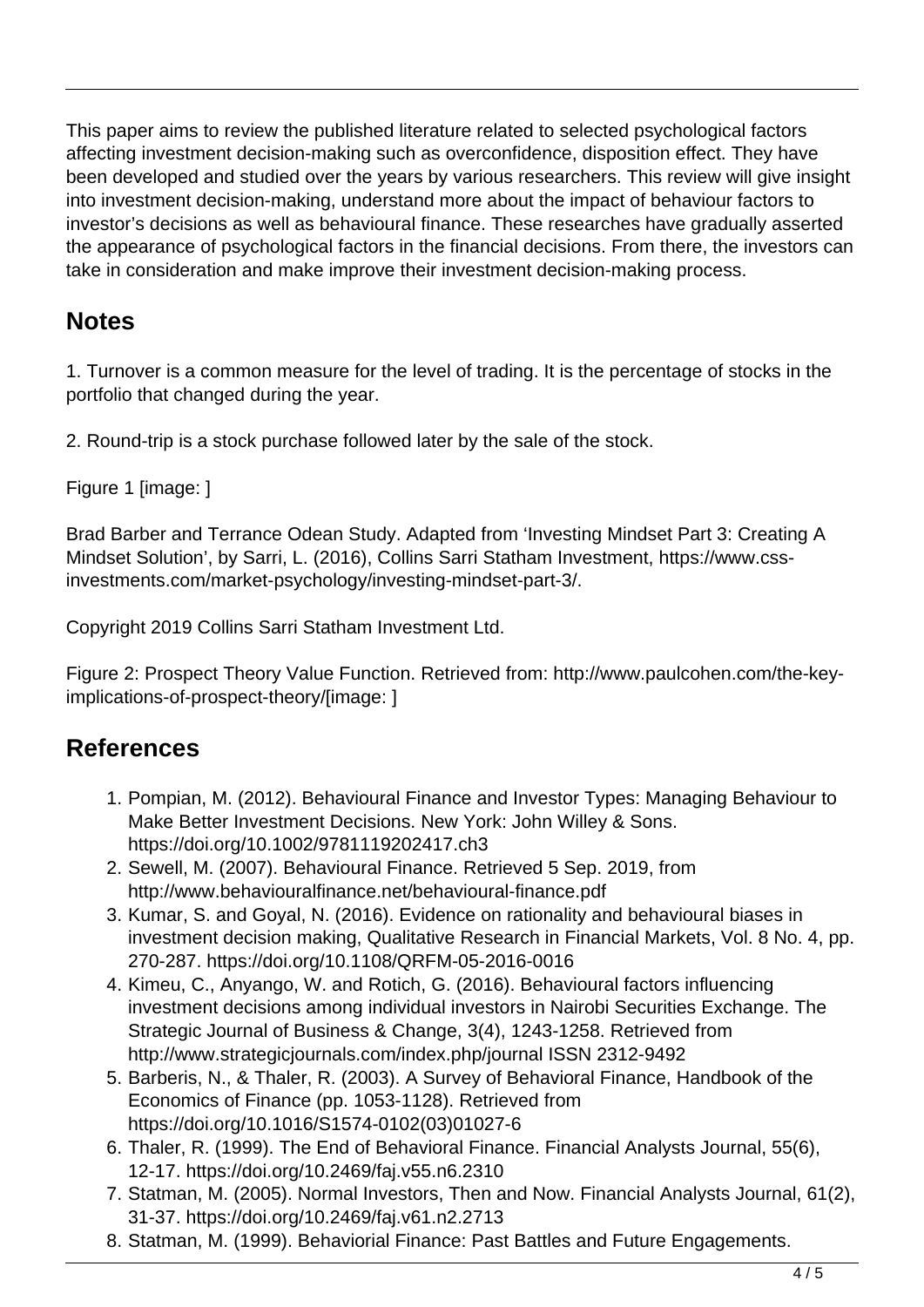This paper aims to review the published literature related to selected psychological factors affecting investment decision-making such as overconfidence, disposition effect. They have been developed and studied over the years by various researchers. This review will give insight into investment decision-making, understand more about the impact of behaviour factors to investor's decisions as well as behavioural finance. These researches have gradually asserted the appearance of psychological factors in the financial decisions. From there, the investors can take in consideration and make improve their investment decision-making process.

## Notes

1. Turnover is a common measure for the level of trading. It is the percentage of stocks in the portfolio that changed during the year.

2. Round-trip is a stock purchase followed later by the sale of the stock.

Figure 1 [image: ]

Brad Barber and Terrance Odean Study. Adapted from 'Investing Mindset Part 3: Creating A Mindset Solution', by Sarri, L. (2016), Collins Sarri Statham Investment, https://www.css-investments.com/market-psychology/investing-mindset-part-3/.

Copyright 2019 Collins Sarri Statham Investment Ltd.

Figure 2: Prospect Theory Value Function. Retrieved from: http://www.paulcohen.com/the-key-implications-of-prospect-theory/[image: ]

## References

1. Pompian, M. (2012). Behavioural Finance and Investor Types: Managing Behaviour to Make Better Investment Decisions. New York: John Willey & Sons. https://doi.org/10.1002/9781119202417.ch3
2. Sewell, M. (2007). Behavioural Finance. Retrieved 5 Sep. 2019, from http://www.behaviouralfinance.net/behavioural-finance.pdf
3. Kumar, S. and Goyal, N. (2016). Evidence on rationality and behavioural biases in investment decision making, Qualitative Research in Financial Markets, Vol. 8 No. 4, pp. 270-287. https://doi.org/10.1108/QRFM-05-2016-0016
4. Kimeu, C., Anyango, W. and Rotich, G. (2016). Behavioural factors influencing investment decisions among individual investors in Nairobi Securities Exchange. The Strategic Journal of Business & Change, 3(4), 1243-1258. Retrieved from http://www.strategicjournals.com/index.php/journal ISSN 2312-9492
5. Barberis, N., & Thaler, R. (2003). A Survey of Behavioral Finance, Handbook of the Economics of Finance (pp. 1053-1128). Retrieved from https://doi.org/10.1016/S1574-0102(03)01027-6
6. Thaler, R. (1999). The End of Behavioral Finance. Financial Analysts Journal, 55(6), 12-17. https://doi.org/10.2469/faj.v55.n6.2310
7. Statman, M. (2005). Normal Investors, Then and Now. Financial Analysts Journal, 61(2), 31-37. https://doi.org/10.2469/faj.v61.n2.2713
8. Statman, M. (1999). Behaviorial Finance: Past Battles and Future Engagements.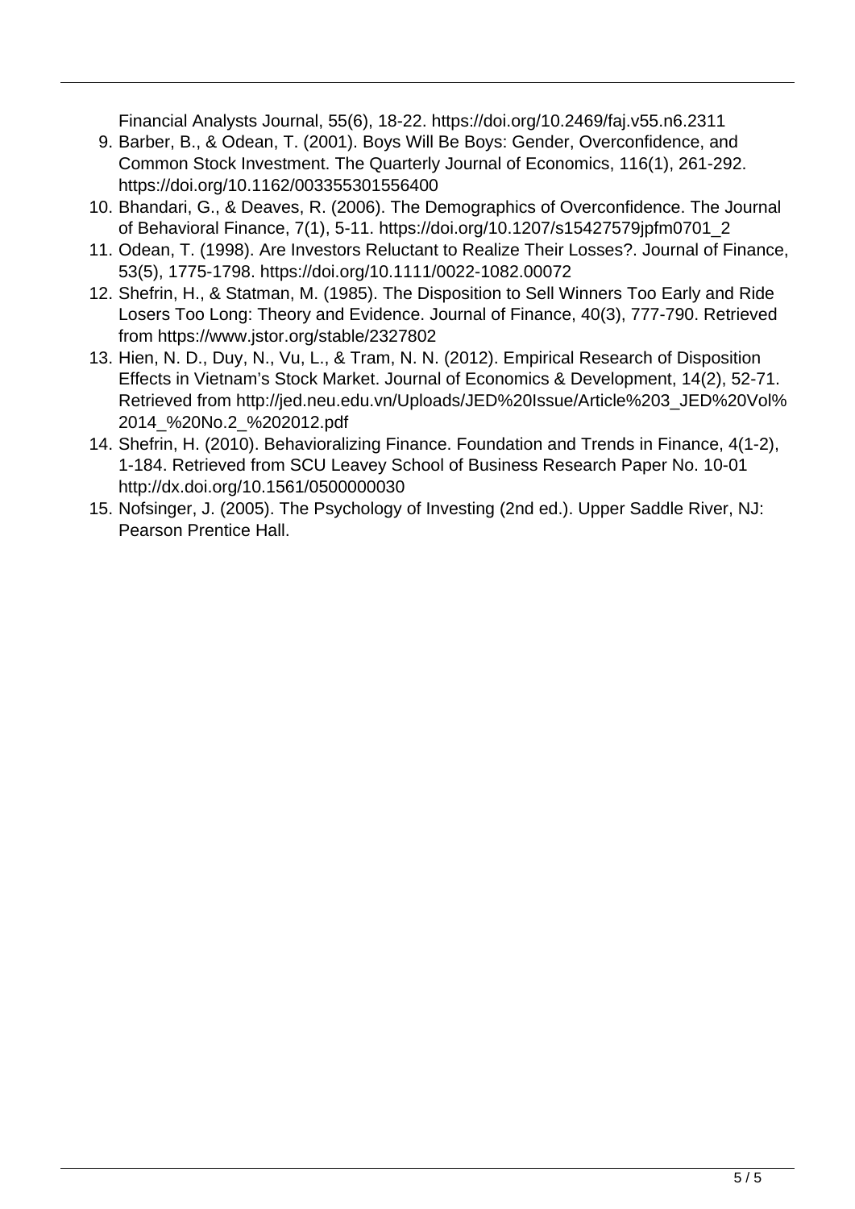Financial Analysts Journal, 55(6), 18-22. https://doi.org/10.2469/faj.v55.n6.2311

9. Barber, B., & Odean, T. (2001). Boys Will Be Boys: Gender, Overconfidence, and Common Stock Investment. The Quarterly Journal of Economics, 116(1), 261-292. https://doi.org/10.1162/003355301556400
10. Bhandari, G., & Deaves, R. (2006). The Demographics of Overconfidence. The Journal of Behavioral Finance, 7(1), 5-11. https://doi.org/10.1207/s15427579jpfm0701_2
11. Odean, T. (1998). Are Investors Reluctant to Realize Their Losses?. Journal of Finance, 53(5), 1775-1798. https://doi.org/10.1111/0022-1082.00072
12. Shefrin, H., & Statman, M. (1985). The Disposition to Sell Winners Too Early and Ride Losers Too Long: Theory and Evidence. Journal of Finance, 40(3), 777-790. Retrieved from https://www.jstor.org/stable/2327802
13. Hien, N. D., Duy, N., Vu, L., & Tram, N. N. (2012). Empirical Research of Disposition Effects in Vietnam's Stock Market. Journal of Economics & Development, 14(2), 52-71. Retrieved from http://jed.neu.edu.vn/Uploads/JED%20Issue/Article%203_JED%20Vol%2014_%20No.2_%202012.pdf
14. Shefrin, H. (2010). Behavioralizing Finance. Foundation and Trends in Finance, 4(1-2), 1-184. Retrieved from SCU Leavey School of Business Research Paper No. 10-01 http://dx.doi.org/10.1561/0500000030
15. Nofsinger, J. (2005). The Psychology of Investing (2nd ed.). Upper Saddle River, NJ: Pearson Prentice Hall.